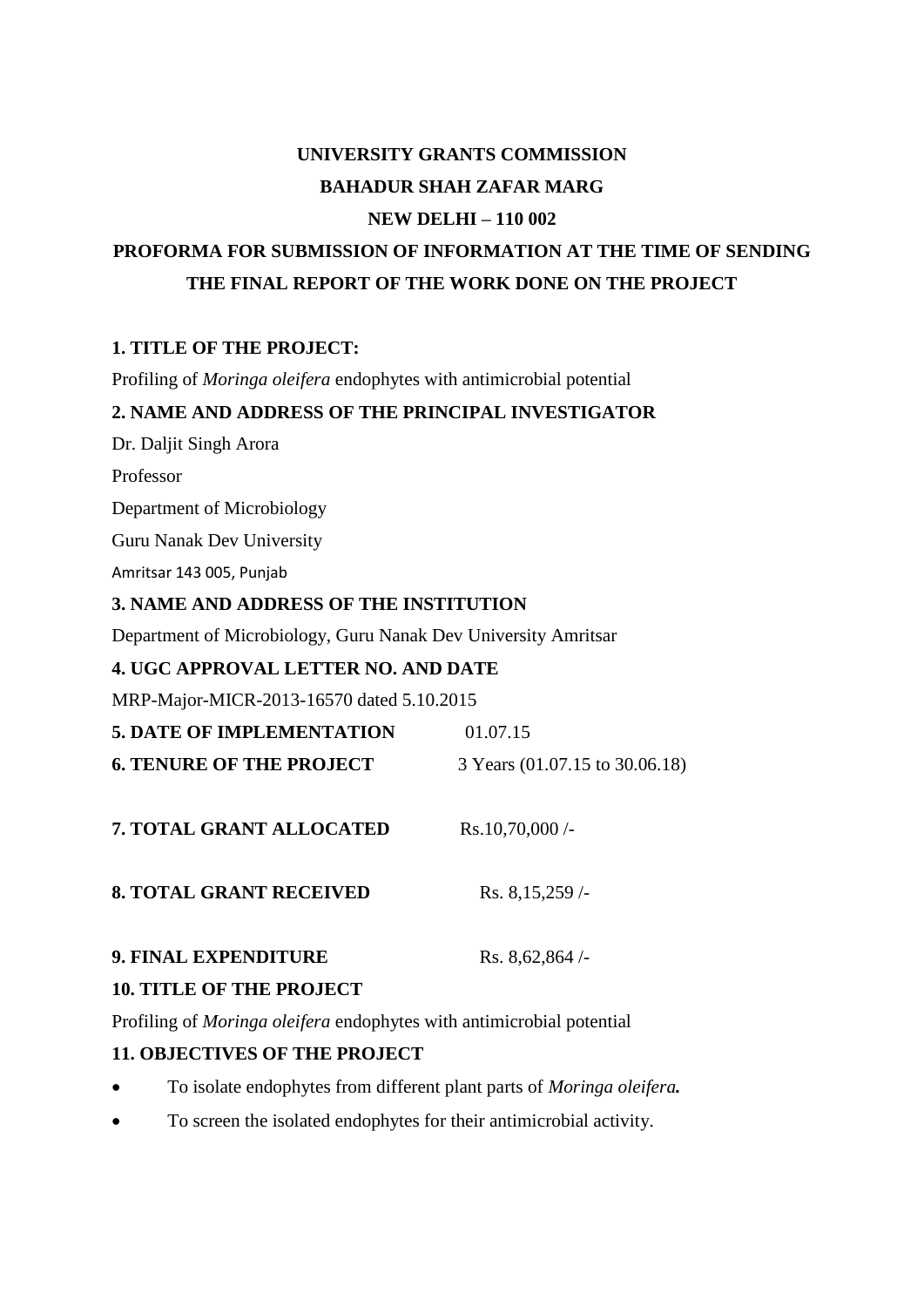**UNIVERSITY GRANTS COMMISSION**

**BAHADUR SHAH ZAFAR MARG**

**NEW DELHI – 110 002**

**PROFORMA FOR SUBMISSION OF INFORMATION AT THE TIME OF SENDING THE FINAL REPORT OF THE WORK DONE ON THE PROJECT**

**1. TITLE OF THE PROJECT:**

Profiling of *Moringa oleifera* endophytes with antimicrobial potential

**2. NAME AND ADDRESS OF THE PRINCIPAL INVESTIGATOR**

Dr. Daljit Singh Arora

Professor

Department of Microbiology

Guru Nanak Dev University

Amritsar 143 005, Punjab

**3. NAME AND ADDRESS OF THE INSTITUTION**

Department of Microbiology, Guru Nanak Dev University Amritsar

**4. UGC APPROVAL LETTER NO. AND DATE**

MRP-Major-MICR-2013-16570 dated 5.10.2015

**5. DATE OF IMPLEMENTATION** 01.07.15

**6. TENURE OF THE PROJECT** 3 Years (01.07.15 to 30.06.18)

**7. TOTAL GRANT ALLOCATED** Rs.10,70,000 /-

**8. TOTAL GRANT RECEIVED** Rs. 8,15,259 /-

**9. FINAL EXPENDITURE** Rs. 8,62,864 /-

**10. TITLE OF THE PROJECT**

Profiling of *Moringa oleifera* endophytes with antimicrobial potential

**11. OBJECTIVES OF THE PROJECT**

- To isolate endophytes from different plant parts of ***Moringa oleifera.***
- To screen the isolated endophytes for their antimicrobial activity.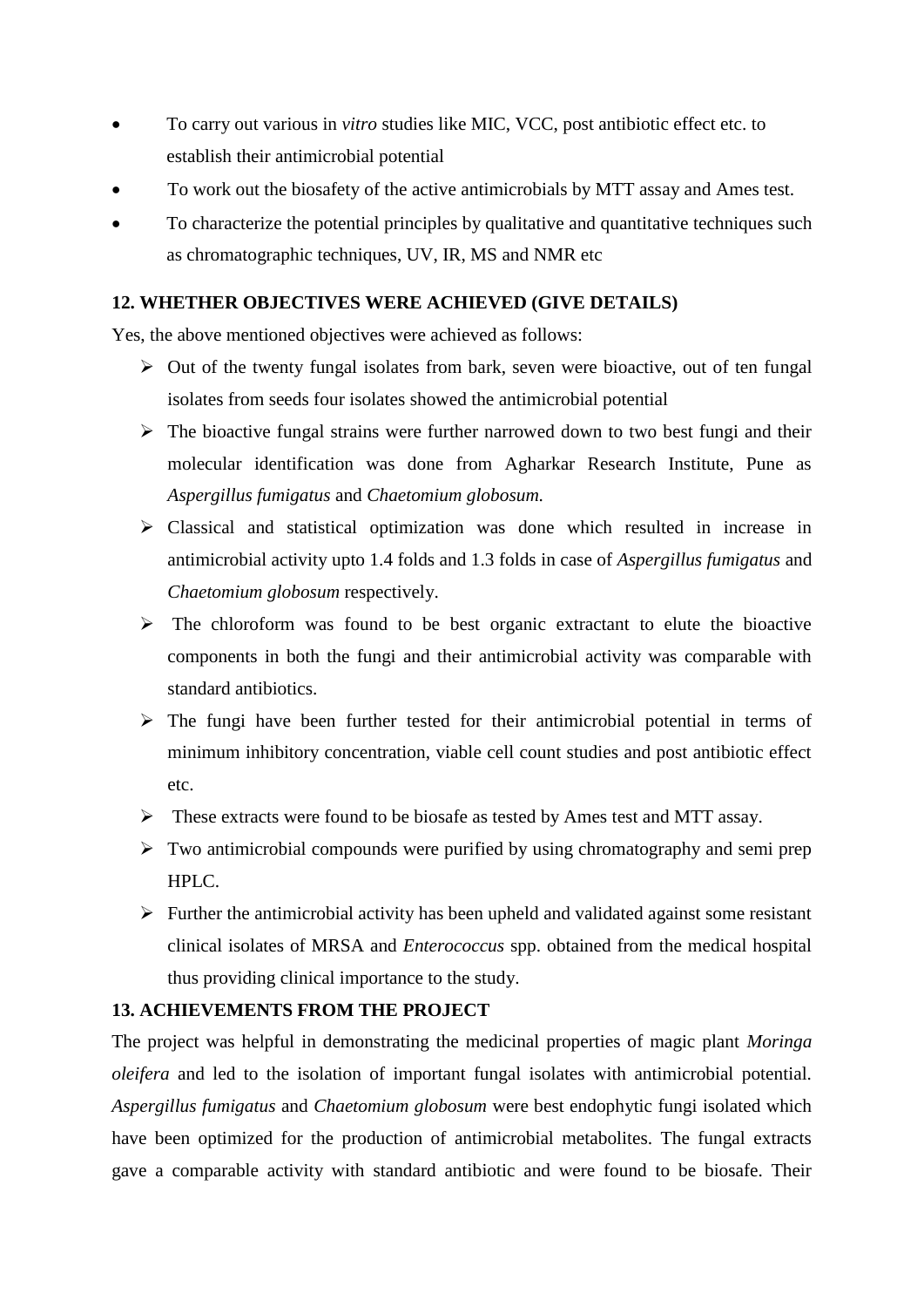- To carry out various in *vitro* studies like MIC, VCC, post antibiotic effect etc. to establish their antimicrobial potential
- To work out the biosafety of the active antimicrobials by MTT assay and Ames test.
- To characterize the potential principles by qualitative and quantitative techniques such as chromatographic techniques, UV, IR, MS and NMR etc

**12. WHETHER OBJECTIVES WERE ACHIEVED (GIVE DETAILS)**

Yes, the above mentioned objectives were achieved as follows:

- Out of the twenty fungal isolates from bark, seven were bioactive, out of ten fungal isolates from seeds four isolates showed the antimicrobial potential
- The bioactive fungal strains were further narrowed down to two best fungi and their molecular identification was done from Agharkar Research Institute, Pune as *Aspergillus fumigatus* and *Chaetomium globosum.*
- Classical and statistical optimization was done which resulted in increase in antimicrobial activity upto 1.4 folds and 1.3 folds in case of *Aspergillus fumigatus* and *Chaetomium globosum* respectively.
- The chloroform was found to be best organic extractant to elute the bioactive components in both the fungi and their antimicrobial activity was comparable with standard antibiotics.
- The fungi have been further tested for their antimicrobial potential in terms of minimum inhibitory concentration, viable cell count studies and post antibiotic effect etc.
- These extracts were found to be biosafe as tested by Ames test and MTT assay.
- Two antimicrobial compounds were purified by using chromatography and semi prep HPLC.
- Further the antimicrobial activity has been upheld and validated against some resistant clinical isolates of MRSA and *Enterococcus* spp. obtained from the medical hospital thus providing clinical importance to the study.

**13. ACHIEVEMENTS FROM THE PROJECT**

The project was helpful in demonstrating the medicinal properties of magic plant *Moringa oleifera* and led to the isolation of important fungal isolates with antimicrobial potential. *Aspergillus fumigatus* and *Chaetomium globosum* were best endophytic fungi isolated which have been optimized for the production of antimicrobial metabolites. The fungal extracts gave a comparable activity with standard antibiotic and were found to be biosafe. Their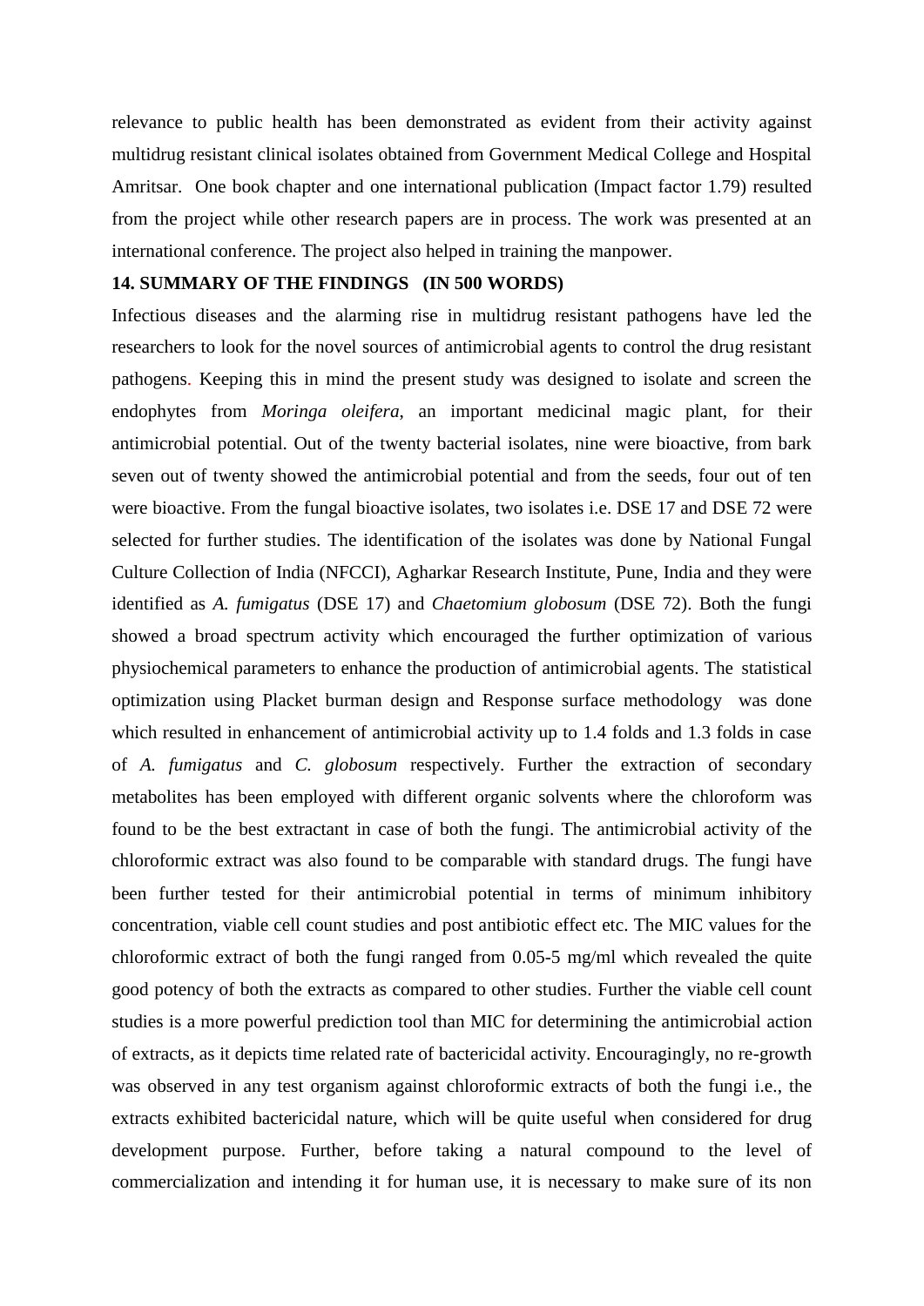relevance to public health has been demonstrated as evident from their activity against multidrug resistant clinical isolates obtained from Government Medical College and Hospital Amritsar. One book chapter and one international publication (Impact factor 1.79) resulted from the project while other research papers are in process. The work was presented at an international conference. The project also helped in training the manpower.

**14. SUMMARY OF THE FINDINGS (IN 500 WORDS)**

Infectious diseases and the alarming rise in multidrug resistant pathogens have led the researchers to look for the novel sources of antimicrobial agents to control the drug resistant pathogens. Keeping this in mind the present study was designed to isolate and screen the endophytes from *Moringa oleifera*, an important medicinal magic plant, for their antimicrobial potential. Out of the twenty bacterial isolates, nine were bioactive, from bark seven out of twenty showed the antimicrobial potential and from the seeds, four out of ten were bioactive. From the fungal bioactive isolates, two isolates i.e. DSE 17 and DSE 72 were selected for further studies. The identification of the isolates was done by National Fungal Culture Collection of India (NFCCI), Agharkar Research Institute, Pune, India and they were identified as *A. fumigatus* (DSE 17) and *Chaetomium globosum* (DSE 72). Both the fungi showed a broad spectrum activity which encouraged the further optimization of various physiochemical parameters to enhance the production of antimicrobial agents. The statistical optimization using Placket burman design and Response surface methodology was done which resulted in enhancement of antimicrobial activity up to 1.4 folds and 1.3 folds in case of *A. fumigatus* and *C. globosum* respectively. Further the extraction of secondary metabolites has been employed with different organic solvents where the chloroform was found to be the best extractant in case of both the fungi. The antimicrobial activity of the chloroformic extract was also found to be comparable with standard drugs. The fungi have been further tested for their antimicrobial potential in terms of minimum inhibitory concentration, viable cell count studies and post antibiotic effect etc. The MIC values for the chloroformic extract of both the fungi ranged from 0.05-5 mg/ml which revealed the quite good potency of both the extracts as compared to other studies. Further the viable cell count studies is a more powerful prediction tool than MIC for determining the antimicrobial action of extracts, as it depicts time related rate of bactericidal activity. Encouragingly, no re-growth was observed in any test organism against chloroformic extracts of both the fungi i.e., the extracts exhibited bactericidal nature, which will be quite useful when considered for drug development purpose. Further, before taking a natural compound to the level of commercialization and intending it for human use, it is necessary to make sure of its non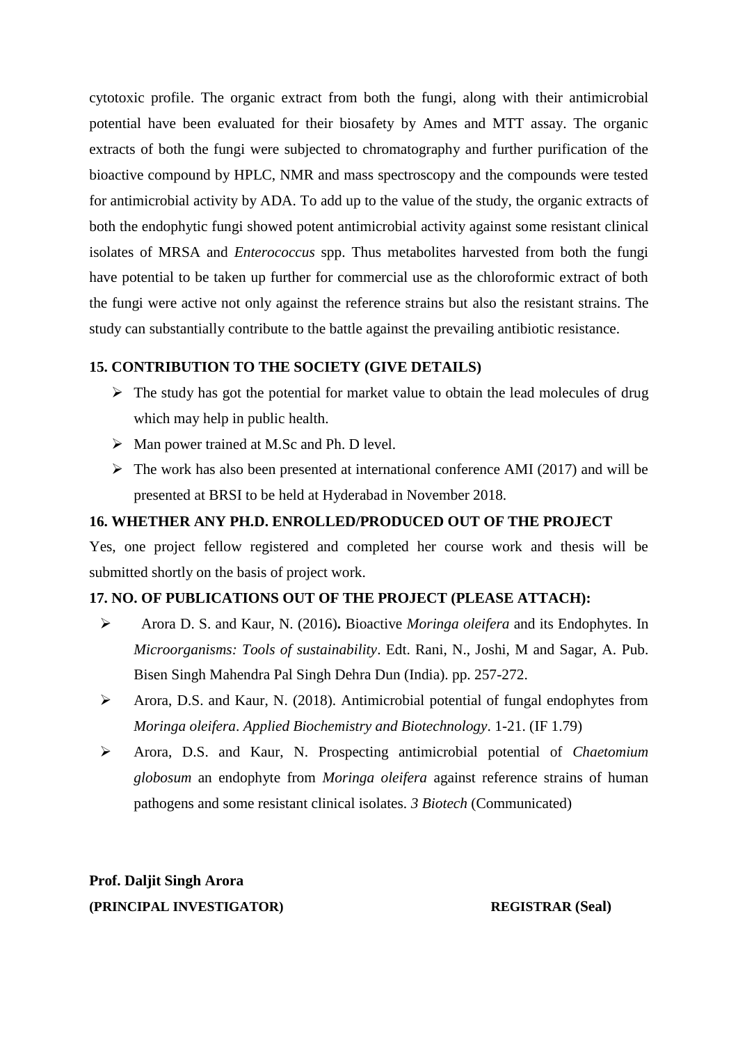cytotoxic profile. The organic extract from both the fungi, along with their antimicrobial potential have been evaluated for their biosafety by Ames and MTT assay. The organic extracts of both the fungi were subjected to chromatography and further purification of the bioactive compound by HPLC, NMR and mass spectroscopy and the compounds were tested for antimicrobial activity by ADA. To add up to the value of the study, the organic extracts of both the endophytic fungi showed potent antimicrobial activity against some resistant clinical isolates of MRSA and *Enterococcus* spp. Thus metabolites harvested from both the fungi have potential to be taken up further for commercial use as the chloroformic extract of both the fungi were active not only against the reference strains but also the resistant strains. The study can substantially contribute to the battle against the prevailing antibiotic resistance.

**15. CONTRIBUTION TO THE SOCIETY (GIVE DETAILS)**

- The study has got the potential for market value to obtain the lead molecules of drug which may help in public health.
- Man power trained at M.Sc and Ph. D level.
- The work has also been presented at international conference AMI (2017) and will be presented at BRSI to be held at Hyderabad in November 2018.

**16. WHETHER ANY PH.D. ENROLLED/PRODUCED OUT OF THE PROJECT**

Yes, one project fellow registered and completed her course work and thesis will be submitted shortly on the basis of project work.

**17. NO. OF PUBLICATIONS OUT OF THE PROJECT (PLEASE ATTACH):**

- Arora D. S. and Kaur, N. (2016)**.** Bioactive *Moringa oleifera* and its Endophytes. In *Microorganisms: Tools of sustainability*. Edt. Rani, N., Joshi, M and Sagar, A. Pub. Bisen Singh Mahendra Pal Singh Dehra Dun (India). pp. 257-272.
- Arora, D.S. and Kaur, N. (2018). Antimicrobial potential of fungal endophytes from *Moringa oleifera*. *Applied Biochemistry and Biotechnology*. 1-21. (IF 1.79)
- Arora, D.S. and Kaur, N. Prospecting antimicrobial potential of *Chaetomium globosum* an endophyte from *Moringa oleifera* against reference strains of human pathogens and some resistant clinical isolates. *3 Biotech* (Communicated)

**Prof. Daljit Singh Arora**
**(PRINCIPAL INVESTIGATOR)** **REGISTRAR (Seal)**